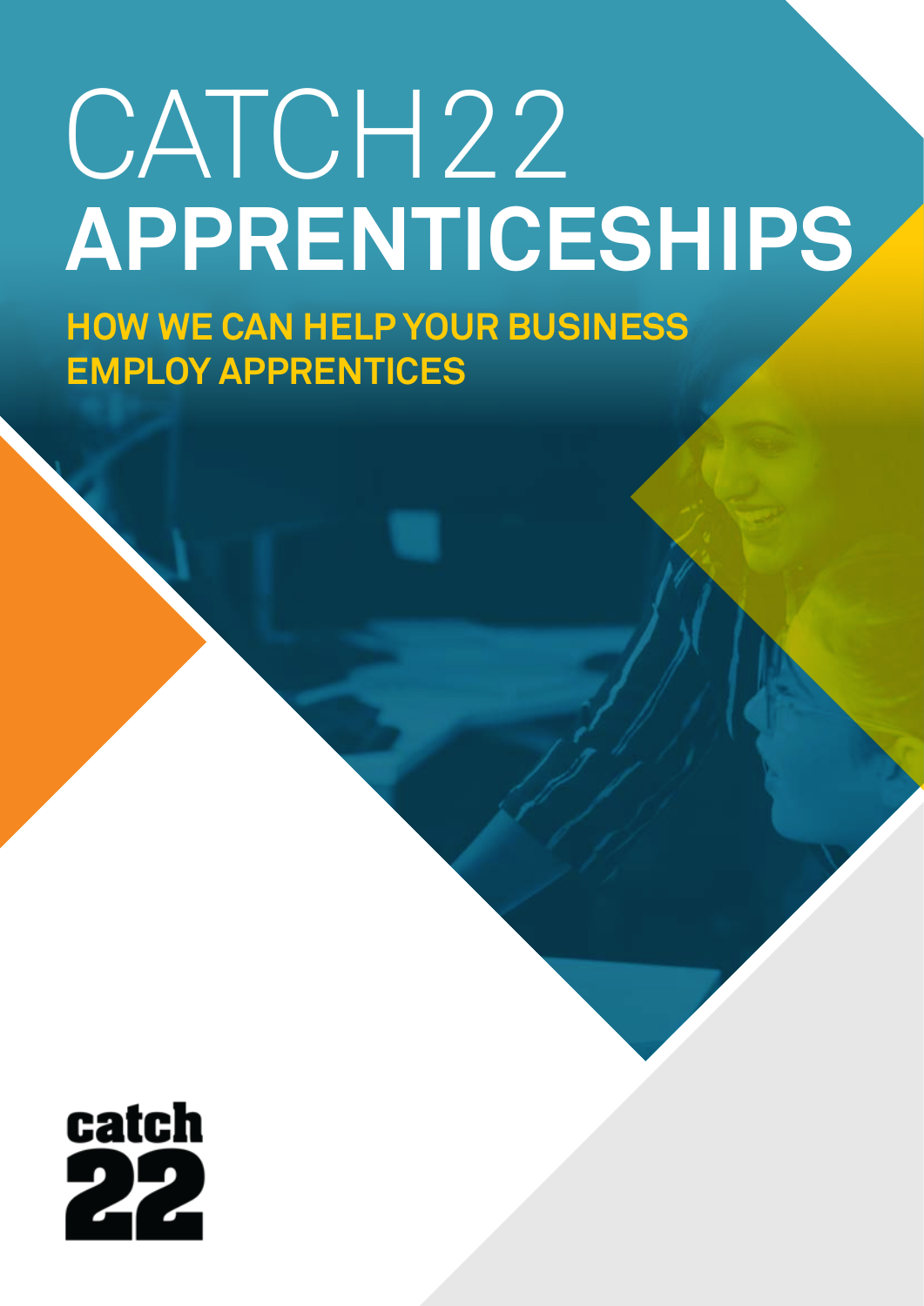# CATCH22 APPRENTICESHIPS

## HOW WE CAN HELP YOUR BUSINESS EMPLOY APPRENTICES

catch 22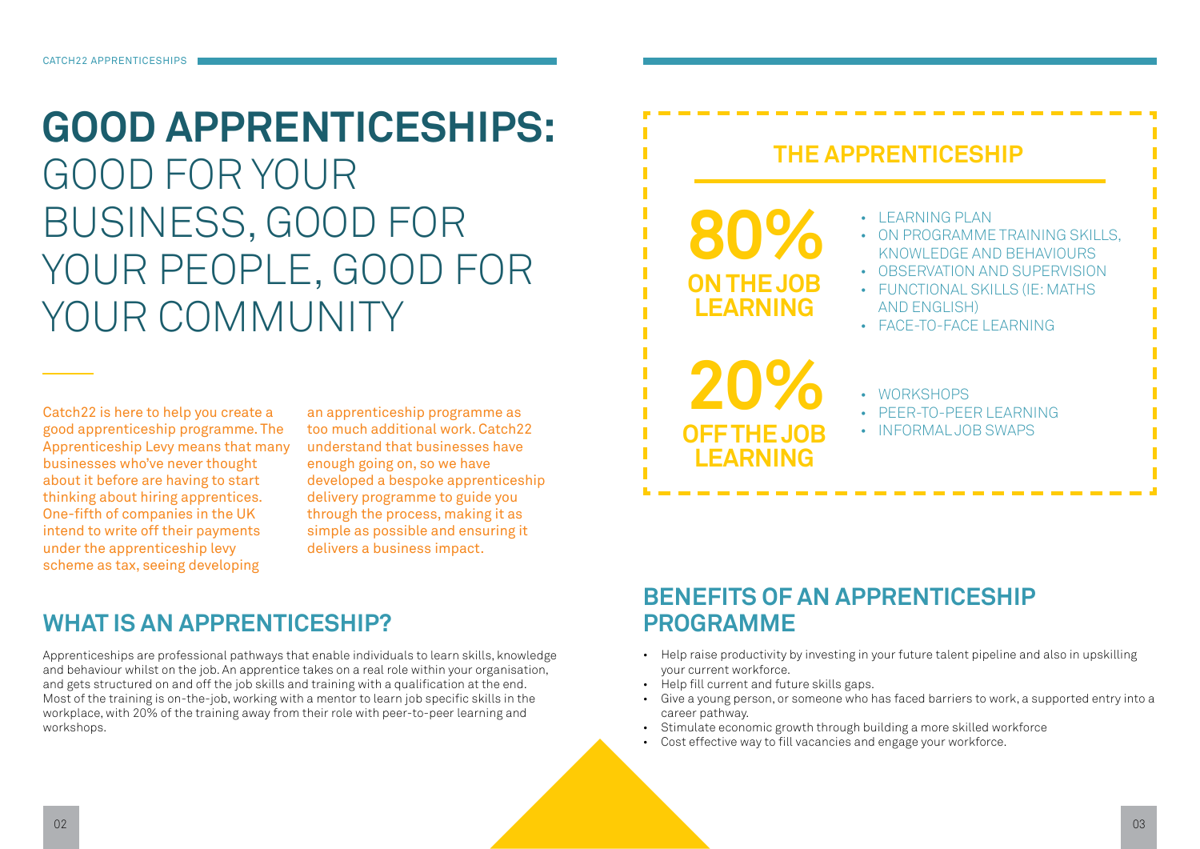# GOOD APPRENTICESHIPS: GOOD FOR YOUR BUSINESS, GOOD FOR YOUR PEOPLE, GOOD FOR YOUR COMMUNITY

Catch22 is here to help you create a good apprenticeship programme. The Apprenticeship Levy means that many businesses who've never thought about it before are having to start thinking about hiring apprentices. One-fifth of companies in the UK intend to write off their payments under the apprenticeship levy scheme as tax, seeing developing an apprenticeship programme as too much additional work. Catch22 understand that businesses have enough going on, so we have developed a bespoke apprenticeship delivery programme to guide you through the process, making it as simple as possible and ensuring it delivers a business impact.

## WHAT IS AN APPRENTICESHIP?

Apprenticeships are professional pathways that enable individuals to learn skills, knowledge and behaviour whilst on the job. An apprentice takes on a real role within your organisation, and gets structured on and off the job skills and training with a qualification at the end. Most of the training is on-the-job, working with a mentor to learn job specific skills in the workplace, with 20% of the training away from their role with peer-to-peer learning and workshops.

## THE APPRENTICESHIP

**80% ON THE JOB LEARNING**

- LEARNING PLAN
- ON PROGRAMME TRAINING SKILLS, KNOWLEDGE AND BEHAVIOURS
- OBSERVATION AND SUPERVISION
- FUNCTIONAL SKILLS (IE: MATHS AND ENGLISH)
- FACE-TO-FACE LEARNING

**20% OFF THE JOB LEARNING**

- WORKSHOPS
- PEER-TO-PEER LEARNING
- INFORMAL JOB SWAPS

## BENEFITS OF AN APPRENTICESHIP PROGRAMME

- Help raise productivity by investing in your future talent pipeline and also in upskilling your current workforce.
- Help fill current and future skills gaps.
- Give a young person, or someone who has faced barriers to work, a supported entry into a career pathway.
- Stimulate economic growth through building a more skilled workforce
- Cost effective way to fill vacancies and engage your workforce.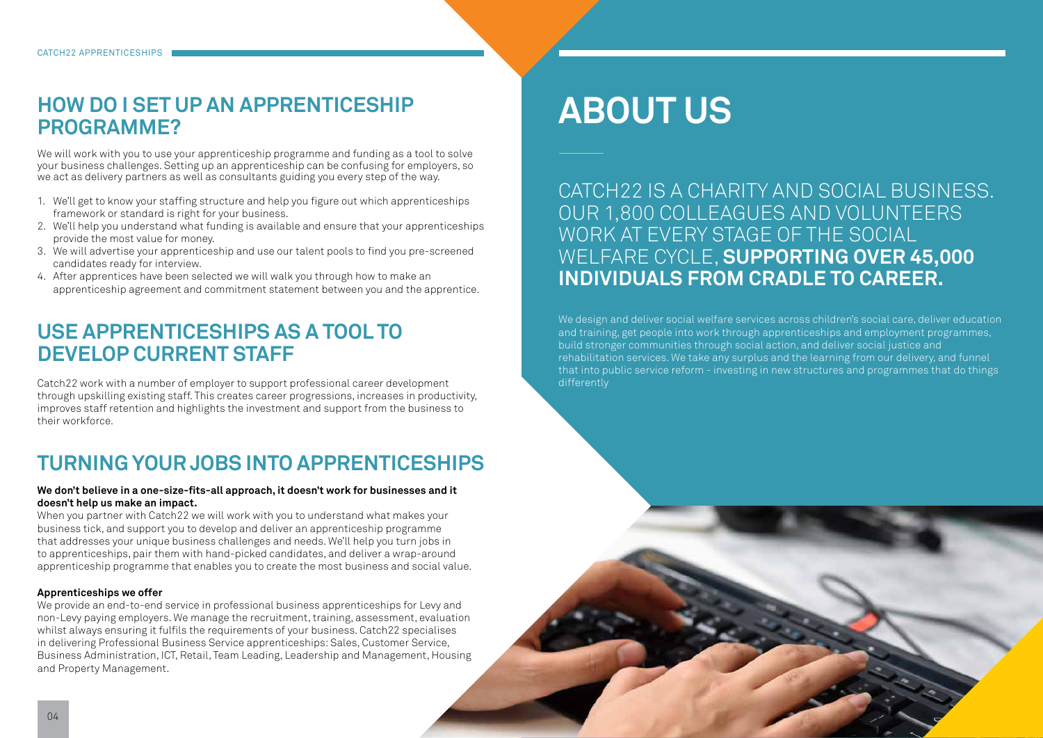## HOW DO I SET UP AN APPRENTICESHIP PROGRAMME?

We will work with you to use your apprenticeship programme and funding as a tool to solve your business challenges. Setting up an apprenticeship can be confusing for employers, so we act as delivery partners as well as consultants guiding you every step of the way.

1. We'll get to know your staffing structure and help you figure out which apprenticeships framework or standard is right for your business.
2. We'll help you understand what funding is available and ensure that your apprenticeships provide the most value for money.
3. We will advertise your apprenticeship and use our talent pools to find you pre-screened candidates ready for interview.
4. After apprentices have been selected we will walk you through how to make an apprenticeship agreement and commitment statement between you and the apprentice.

## USE APPRENTICESHIPS AS A TOOL TO DEVELOP CURRENT STAFF

Catch22 work with a number of employer to support professional career development through upskilling existing staff. This creates career progressions, increases in productivity, improves staff retention and highlights the investment and support from the business to their workforce.

## TURNING YOUR JOBS INTO APPRENTICESHIPS

**We don't believe in a one-size-fits-all approach, it doesn't work for businesses and it doesn't help us make an impact.**

When you partner with Catch22 we will work with you to understand what makes your business tick, and support you to develop and deliver an apprenticeship programme that addresses your unique business challenges and needs. We'll help you turn jobs in to apprenticeships, pair them with hand-picked candidates, and deliver a wrap-around apprenticeship programme that enables you to create the most business and social value.

**Apprenticeships we offer**

We provide an end-to-end service in professional business apprenticeships for Levy and non-Levy paying employers. We manage the recruitment, training, assessment, evaluation whilst always ensuring it fulfils the requirements of your business. Catch22 specialises in delivering Professional Business Service apprenticeships: Sales, Customer Service, Business Administration, ICT, Retail, Team Leading, Leadership and Management, Housing and Property Management.

# ABOUT US

CATCH22 IS A CHARITY AND SOCIAL BUSINESS. OUR 1,800 COLLEAGUES AND VOLUNTEERS WORK AT EVERY STAGE OF THE SOCIAL WELFARE CYCLE, **SUPPORTING OVER 45,000 INDIVIDUALS FROM CRADLE TO CAREER.**

We design and deliver social welfare services across children's social care, deliver education and training, get people into work through apprenticeships and employment programmes, build stronger communities through social action, and deliver social justice and rehabilitation services. We take any surplus and the learning from our delivery, and funnel that into public service reform - investing in new structures and programmes that do things differently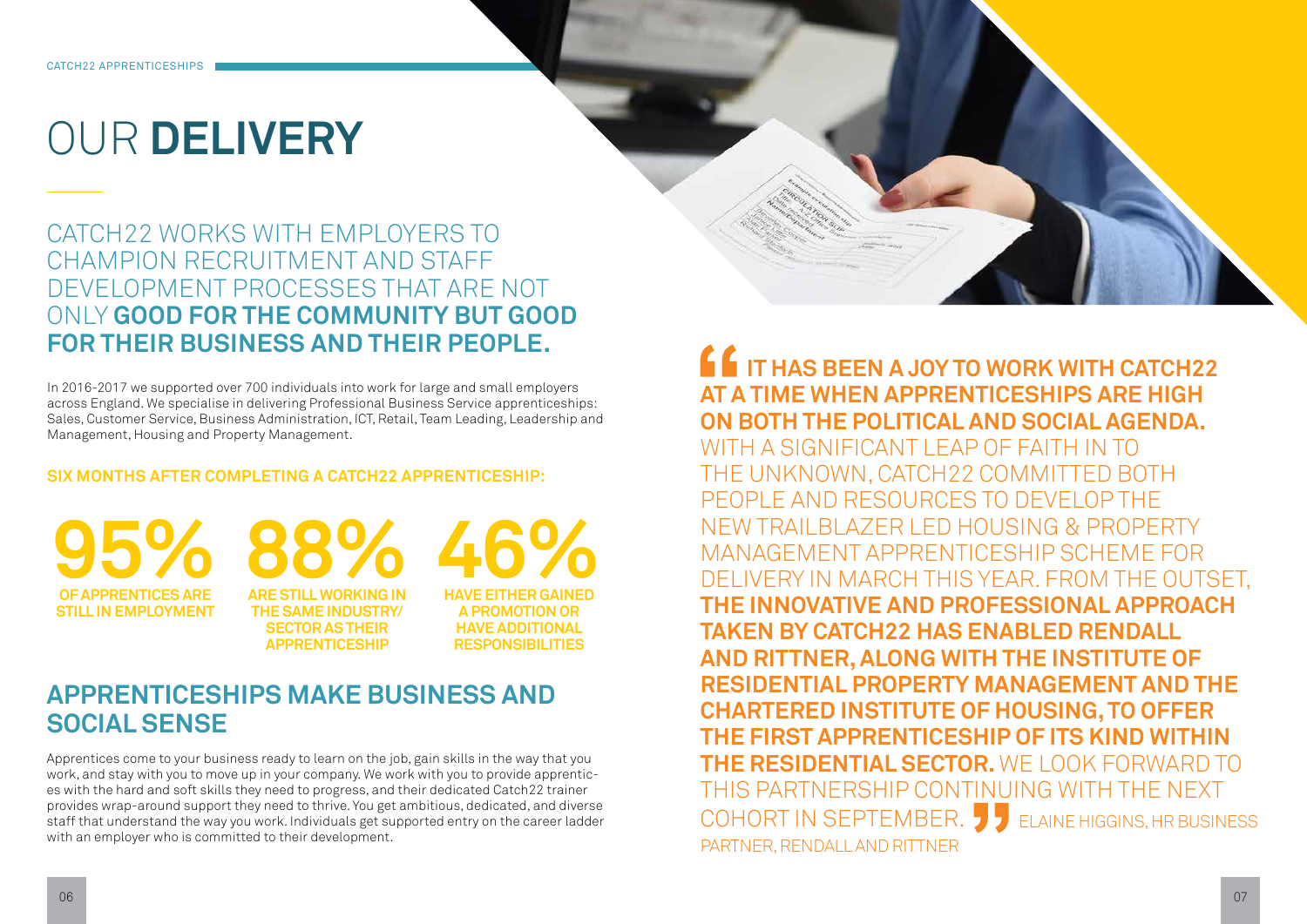# OUR **DELIVERY**

## CATCH22 WORKS WITH EMPLOYERS TO CHAMPION RECRUITMENT AND STAFF DEVELOPMENT PROCESSES THAT ARE NOT ONLY **GOOD FOR THE COMMUNITY BUT GOOD FOR THEIR BUSINESS AND THEIR PEOPLE.**

In 2016-2017 we supported over 700 individuals into work for large and small employers across England. We specialise in delivering Professional Business Service apprenticeships: Sales, Customer Service, Business Administration, ICT, Retail, Team Leading, Leadership and Management, Housing and Property Management.

**SIX MONTHS AFTER COMPLETING A CATCH22 APPRENTICESHIP:**

**95%** OF APPRENTICES ARE STILL IN EMPLOYMENT

**88%** ARE STILL WORKING IN THE SAME INDUSTRY/ SECTOR AS THEIR APPRENTICESHIP

**46%** HAVE EITHER GAINED A PROMOTION OR HAVE ADDITIONAL RESPONSIBILITIES

## APPRENTICESHIPS MAKE BUSINESS AND SOCIAL SENSE

Apprentices come to your business ready to learn on the job, gain skills in the way that you work, and stay with you to move up in your company. We work with you to provide apprentices with the hard and soft skills they need to progress, and their dedicated Catch22 trainer provides wrap-around support they need to thrive. You get ambitious, dedicated, and diverse staff that understand the way you work. Individuals get supported entry on the career ladder with an employer who is committed to their development.

> "**IT HAS BEEN A JOY TO WORK WITH CATCH22 AT A TIME WHEN APPRENTICESHIPS ARE HIGH ON BOTH THE POLITICAL AND SOCIAL AGENDA.** WITH A SIGNIFICANT LEAP OF FAITH IN TO THE UNKNOWN, CATCH22 COMMITTED BOTH PEOPLE AND RESOURCES TO DEVELOP THE NEW TRAILBLAZER LED HOUSING & PROPERTY MANAGEMENT APPRENTICESHIP SCHEME FOR DELIVERY IN MARCH THIS YEAR. FROM THE OUTSET, **THE INNOVATIVE AND PROFESSIONAL APPROACH TAKEN BY CATCH22 HAS ENABLED RENDALL AND RITTNER, ALONG WITH THE INSTITUTE OF RESIDENTIAL PROPERTY MANAGEMENT AND THE CHARTERED INSTITUTE OF HOUSING, TO OFFER THE FIRST APPRENTICESHIP OF ITS KIND WITHIN THE RESIDENTIAL SECTOR.** WE LOOK FORWARD TO THIS PARTNERSHIP CONTINUING WITH THE NEXT COHORT IN SEPTEMBER." ELAINE HIGGINS, HR BUSINESS PARTNER, RENDALL AND RITTNER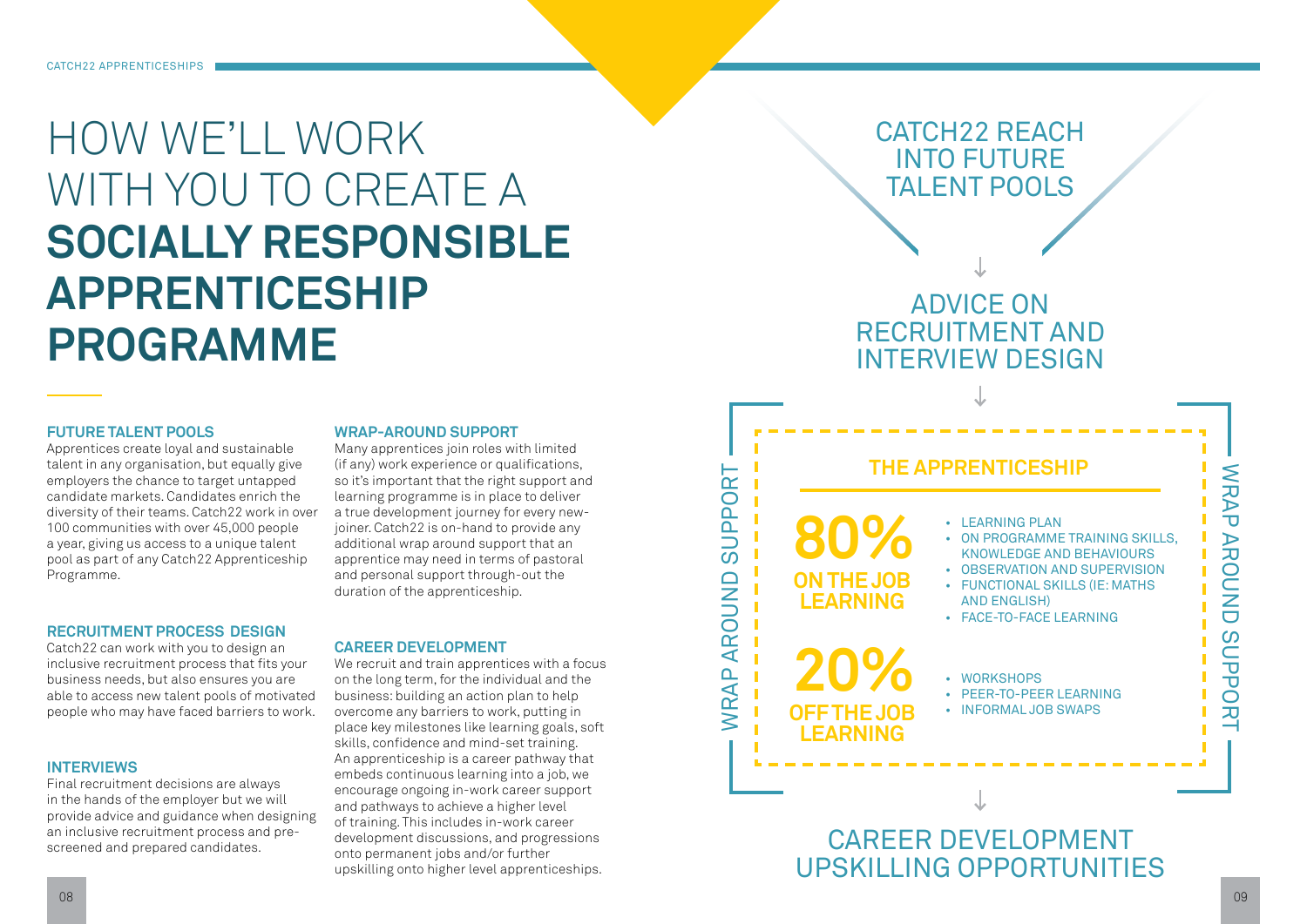# HOW WE'LL WORK WITH YOU TO CREATE A **SOCIALLY RESPONSIBLE APPRENTICESHIP PROGRAMME**

### FUTURE TALENT POOLS

Apprentices create loyal and sustainable talent in any organisation, but equally give employers the chance to target untapped candidate markets. Candidates enrich the diversity of their teams. Catch22 work in over 100 communities with over 45,000 people a year, giving us access to a unique talent pool as part of any Catch22 Apprenticeship Programme.

### RECRUITMENT PROCESS DESIGN

Catch22 can work with you to design an inclusive recruitment process that fits your business needs, but also ensures you are able to access new talent pools of motivated people who may have faced barriers to work.

### INTERVIEWS

Final recruitment decisions are always in the hands of the employer but we will provide advice and guidance when designing an inclusive recruitment process and pre-screened and prepared candidates.

### WRAP-AROUND SUPPORT

Many apprentices join roles with limited (if any) work experience or qualifications, so it's important that the right support and learning programme is in place to deliver a true development journey for every new-joiner. Catch22 is on-hand to provide any additional wrap around support that an apprentice may need in terms of pastoral and personal support through-out the duration of the apprenticeship.

### CAREER DEVELOPMENT

We recruit and train apprentices with a focus on the long term, for the individual and the business: building an action plan to help overcome any barriers to work, putting in place key milestones like learning goals, soft skills, confidence and mind-set training. An apprenticeship is a career pathway that embeds continuous learning into a job, we encourage ongoing in-work career support and pathways to achieve a higher level of training. This includes in-work career development discussions, and progressions onto permanent jobs and/or further upskilling onto higher level apprenticeships.

CATCH22 REACH INTO FUTURE TALENT POOLS

↓

ADVICE ON RECRUITMENT AND INTERVIEW DESIGN

↓

WRAP AROUND SUPPORT

## THE APPRENTICESHIP

**80%**
**ON THE JOB LEARNING**

- LEARNING PLAN
- ON PROGRAMME TRAINING SKILLS, KNOWLEDGE AND BEHAVIOURS
- OBSERVATION AND SUPERVISION
- FUNCTIONAL SKILLS (IE: MATHS AND ENGLISH)
- FACE-TO-FACE LEARNING

**20%**
**OFF THE JOB LEARNING**

- WORKSHOPS
- PEER-TO-PEER LEARNING
- INFORMAL JOB SWAPS

WRAP AROUND SUPPORT

↓

CAREER DEVELOPMENT UPSKILLING OPPORTUNITIES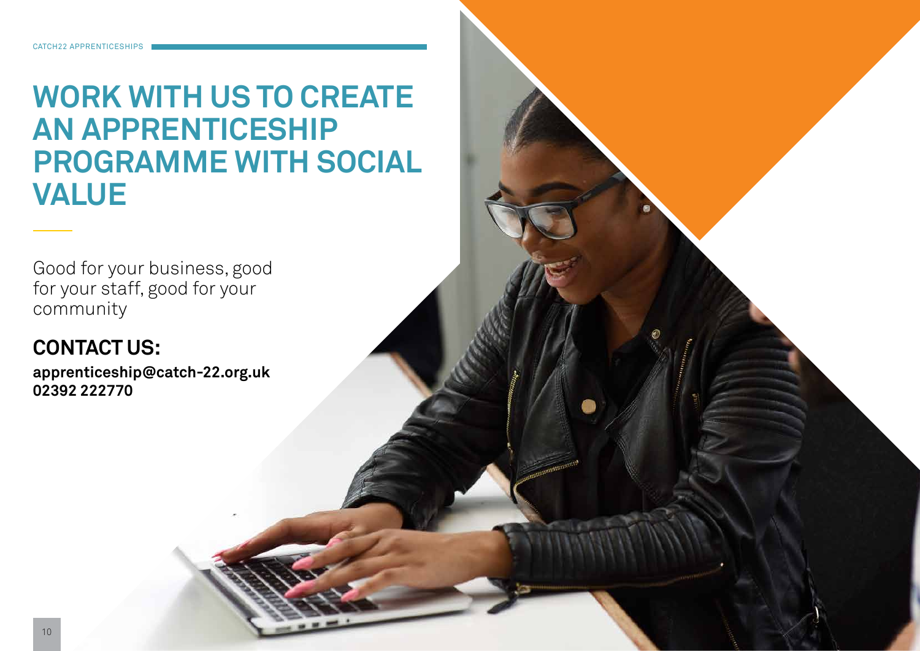# WORK WITH US TO CREATE AN APPRENTICESHIP PROGRAMME WITH SOCIAL VALUE

Good for your business, good for your staff, good for your community

## CONTACT US:

**apprenticeship@catch-22.org.uk**
**02392 222770**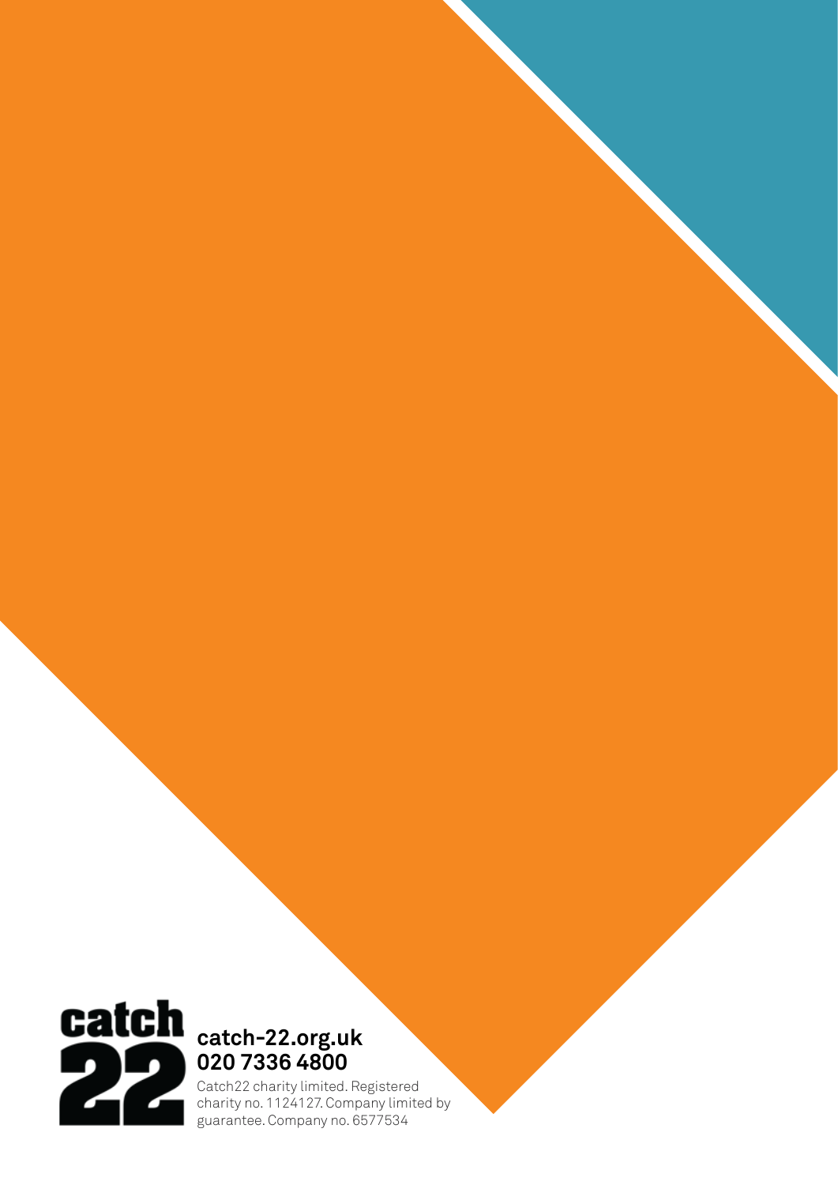catch 22

**catch-22.org.uk**
**020 7336 4800**

Catch22 charity limited. Registered charity no. 1124127. Company limited by guarantee. Company no. 6577534